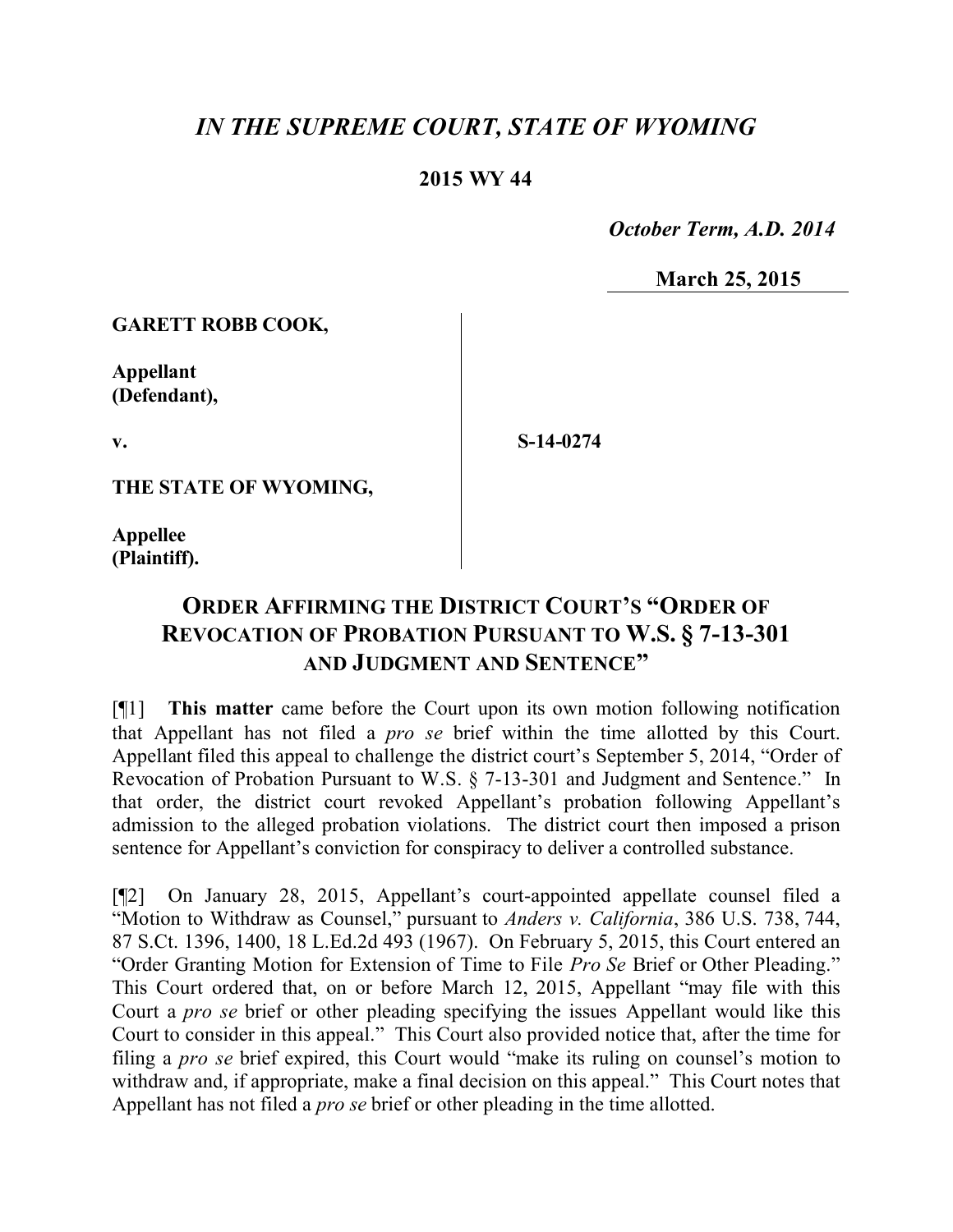# *IN THE SUPREME COURT, STATE OF WYOMING*

**2015 WY 44**

*October Term, A.D. 2014*

**March 25, 2015**

**GARETT ROBB COOK,**

**Appellant (Defendant),**

**v.**

**S-14-0274**

**THE STATE OF WYOMING,**

**Appellee (Plaintiff).**

## ORDER AFFIRMING THE DISTRICT COURT'S "ORDER OF REVOCATION OF PROBATION PURSUANT TO W.S. § 7-13-301 AND JUDGMENT AND SENTENCE"

[¶1] **This matter** came before the Court upon its own motion following notification that Appellant has not filed a *pro se* brief within the time allotted by this Court. Appellant filed this appeal to challenge the district court's September 5, 2014, "Order of Revocation of Probation Pursuant to W.S. § 7-13-301 and Judgment and Sentence." In that order, the district court revoked Appellant's probation following Appellant's admission to the alleged probation violations. The district court then imposed a prison sentence for Appellant's conviction for conspiracy to deliver a controlled substance.

[¶2] On January 28, 2015, Appellant's court-appointed appellate counsel filed a "Motion to Withdraw as Counsel," pursuant to *Anders v. California*, 386 U.S. 738, 744, 87 S.Ct. 1396, 1400, 18 L.Ed.2d 493 (1967). On February 5, 2015, this Court entered an "Order Granting Motion for Extension of Time to File *Pro Se* Brief or Other Pleading." This Court ordered that, on or before March 12, 2015, Appellant "may file with this Court a *pro se* brief or other pleading specifying the issues Appellant would like this Court to consider in this appeal." This Court also provided notice that, after the time for filing a *pro se* brief expired, this Court would "make its ruling on counsel's motion to withdraw and, if appropriate, make a final decision on this appeal." This Court notes that Appellant has not filed a *pro se* brief or other pleading in the time allotted.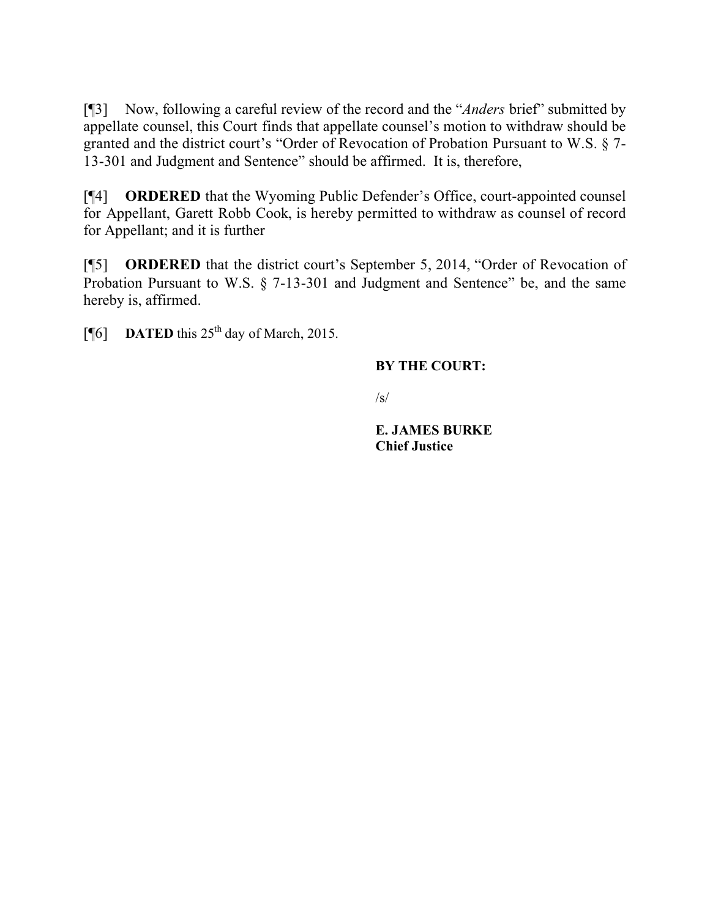[¶3] Now, following a careful review of the record and the "*Anders* brief" submitted by appellate counsel, this Court finds that appellate counsel's motion to withdraw should be granted and the district court's "Order of Revocation of Probation Pursuant to W.S. § 7-13-301 and Judgment and Sentence" should be affirmed. It is, therefore,

[¶4] **ORDERED** that the Wyoming Public Defender's Office, court-appointed counsel for Appellant, Garett Robb Cook, is hereby permitted to withdraw as counsel of record for Appellant; and it is further

[¶5] **ORDERED** that the district court's September 5, 2014, "Order of Revocation of Probation Pursuant to W.S. § 7-13-301 and Judgment and Sentence" be, and the same hereby is, affirmed.

[¶6] **DATED** this 25th day of March, 2015.

**BY THE COURT:**

/s/

**E. JAMES BURKE**
**Chief Justice**